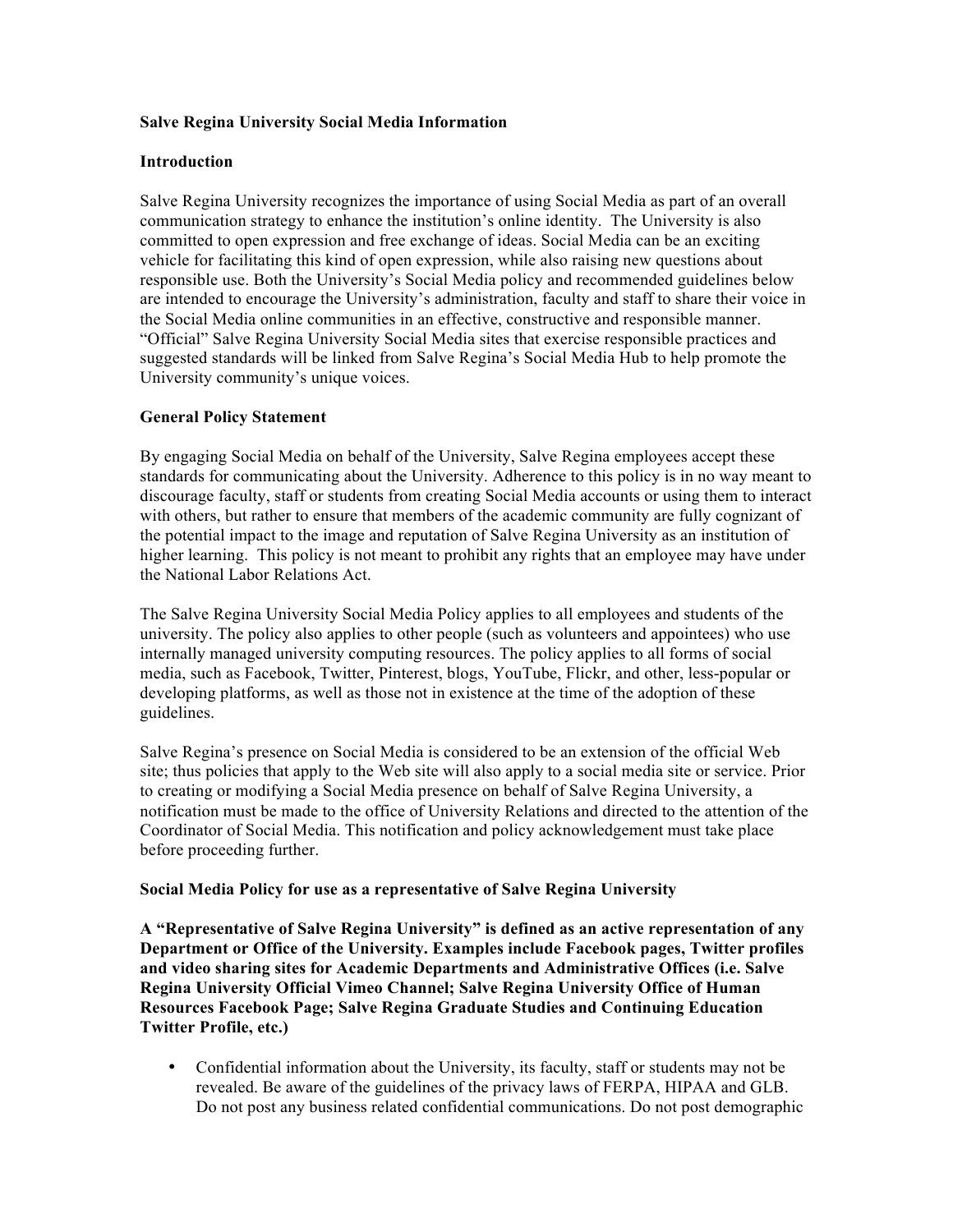# Salve Regina University Social Media Information

## Introduction

Salve Regina University recognizes the importance of using Social Media as part of an overall communication strategy to enhance the institution's online identity. The University is also committed to open expression and free exchange of ideas. Social Media can be an exciting vehicle for facilitating this kind of open expression, while also raising new questions about responsible use. Both the University's Social Media policy and recommended guidelines below are intended to encourage the University's administration, faculty and staff to share their voice in the Social Media online communities in an effective, constructive and responsible manner. "Official" Salve Regina University Social Media sites that exercise responsible practices and suggested standards will be linked from Salve Regina's Social Media Hub to help promote the University community's unique voices.

## General Policy Statement

By engaging Social Media on behalf of the University, Salve Regina employees accept these standards for communicating about the University. Adherence to this policy is in no way meant to discourage faculty, staff or students from creating Social Media accounts or using them to interact with others, but rather to ensure that members of the academic community are fully cognizant of the potential impact to the image and reputation of Salve Regina University as an institution of higher learning. This policy is not meant to prohibit any rights that an employee may have under the National Labor Relations Act.

The Salve Regina University Social Media Policy applies to all employees and students of the university. The policy also applies to other people (such as volunteers and appointees) who use internally managed university computing resources. The policy applies to all forms of social media, such as Facebook, Twitter, Pinterest, blogs, YouTube, Flickr, and other, less-popular or developing platforms, as well as those not in existence at the time of the adoption of these guidelines.

Salve Regina's presence on Social Media is considered to be an extension of the official Web site; thus policies that apply to the Web site will also apply to a social media site or service. Prior to creating or modifying a Social Media presence on behalf of Salve Regina University, a notification must be made to the office of University Relations and directed to the attention of the Coordinator of Social Media. This notification and policy acknowledgement must take place before proceeding further.

## Social Media Policy for use as a representative of Salve Regina University

**A "Representative of Salve Regina University" is defined as an active representation of any Department or Office of the University. Examples include Facebook pages, Twitter profiles and video sharing sites for Academic Departments and Administrative Offices (i.e. Salve Regina University Official Vimeo Channel; Salve Regina University Office of Human Resources Facebook Page; Salve Regina Graduate Studies and Continuing Education Twitter Profile, etc.)**

- Confidential information about the University, its faculty, staff or students may not be revealed. Be aware of the guidelines of the privacy laws of FERPA, HIPAA and GLB. Do not post any business related confidential communications. Do not post demographic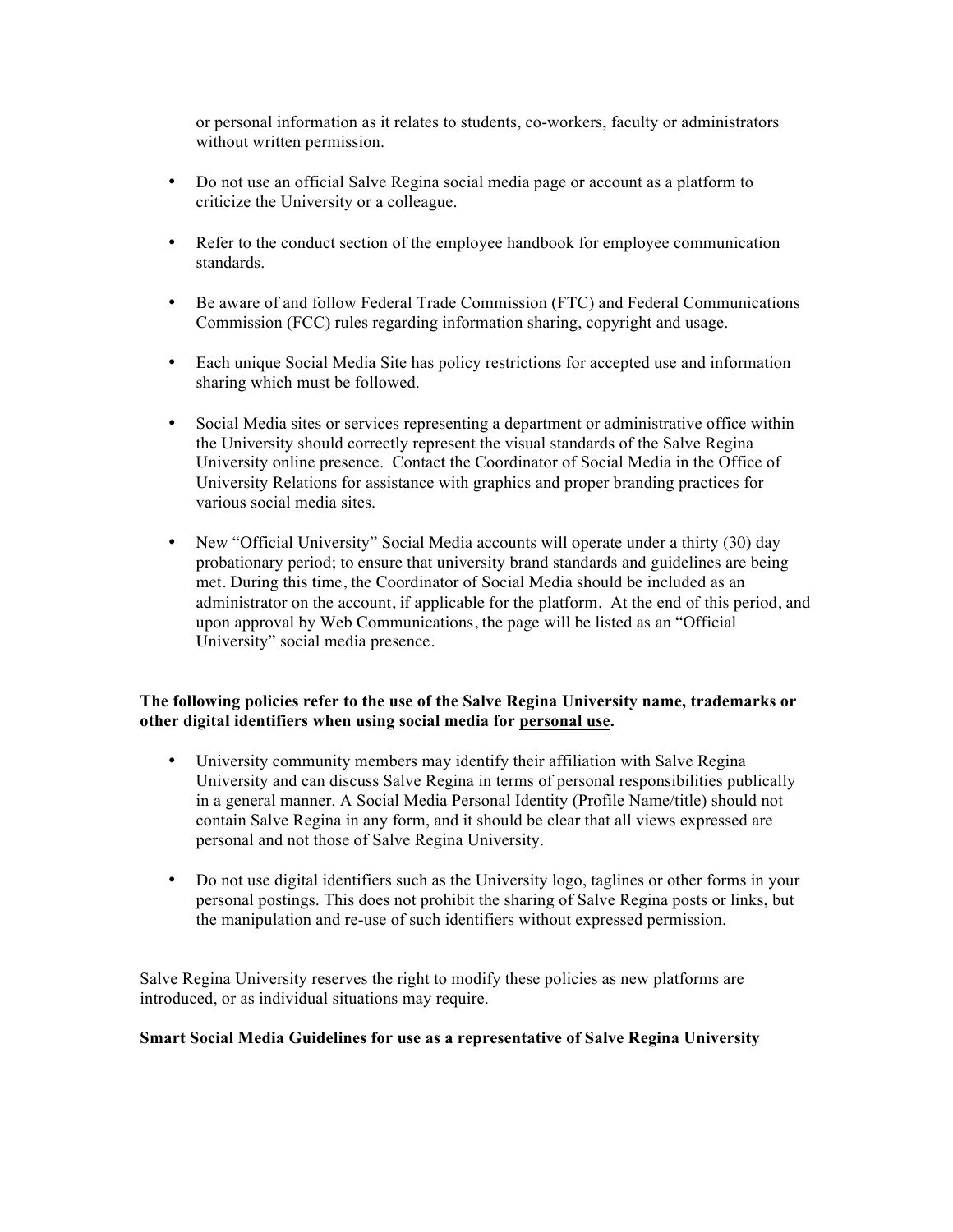or personal information as it relates to students, co-workers, faculty or administrators without written permission.

- Do not use an official Salve Regina social media page or account as a platform to criticize the University or a colleague.

- Refer to the conduct section of the employee handbook for employee communication standards.

- Be aware of and follow Federal Trade Commission (FTC) and Federal Communications Commission (FCC) rules regarding information sharing, copyright and usage.

- Each unique Social Media Site has policy restrictions for accepted use and information sharing which must be followed.

- Social Media sites or services representing a department or administrative office within the University should correctly represent the visual standards of the Salve Regina University online presence. Contact the Coordinator of Social Media in the Office of University Relations for assistance with graphics and proper branding practices for various social media sites.

- New "Official University" Social Media accounts will operate under a thirty (30) day probationary period; to ensure that university brand standards and guidelines are being met. During this time, the Coordinator of Social Media should be included as an administrator on the account, if applicable for the platform. At the end of this period, and upon approval by Web Communications, the page will be listed as an "Official University" social media presence.

**The following policies refer to the use of the Salve Regina University name, trademarks or other digital identifiers when using social media for <u>personal use</u>.**

- University community members may identify their affiliation with Salve Regina University and can discuss Salve Regina in terms of personal responsibilities publically in a general manner. A Social Media Personal Identity (Profile Name/title) should not contain Salve Regina in any form, and it should be clear that all views expressed are personal and not those of Salve Regina University.

- Do not use digital identifiers such as the University logo, taglines or other forms in your personal postings. This does not prohibit the sharing of Salve Regina posts or links, but the manipulation and re-use of such identifiers without expressed permission.

Salve Regina University reserves the right to modify these policies as new platforms are introduced, or as individual situations may require.

**Smart Social Media Guidelines for use as a representative of Salve Regina University**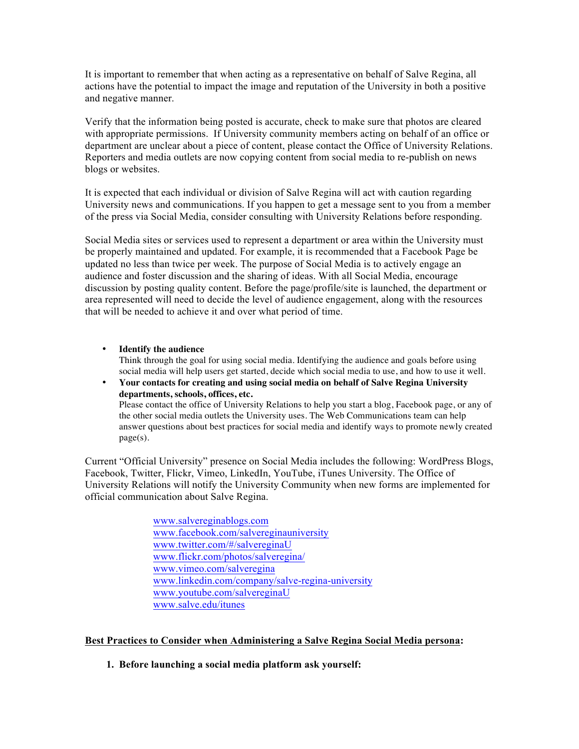It is important to remember that when acting as a representative on behalf of Salve Regina, all actions have the potential to impact the image and reputation of the University in both a positive and negative manner.

Verify that the information being posted is accurate, check to make sure that photos are cleared with appropriate permissions. If University community members acting on behalf of an office or department are unclear about a piece of content, please contact the Office of University Relations. Reporters and media outlets are now copying content from social media to re-publish on news blogs or websites.

It is expected that each individual or division of Salve Regina will act with caution regarding University news and communications. If you happen to get a message sent to you from a member of the press via Social Media, consider consulting with University Relations before responding.

Social Media sites or services used to represent a department or area within the University must be properly maintained and updated. For example, it is recommended that a Facebook Page be updated no less than twice per week. The purpose of Social Media is to actively engage an audience and foster discussion and the sharing of ideas. With all Social Media, encourage discussion by posting quality content. Before the page/profile/site is launched, the department or area represented will need to decide the level of audience engagement, along with the resources that will be needed to achieve it and over what period of time.

- **Identify the audience**
  Think through the goal for using social media. Identifying the audience and goals before using social media will help users get started, decide which social media to use, and how to use it well.
- **Your contacts for creating and using social media on behalf of Salve Regina University departments, schools, offices, etc.**
  Please contact the office of University Relations to help you start a blog, Facebook page, or any of the other social media outlets the University uses. The Web Communications team can help answer questions about best practices for social media and identify ways to promote newly created page(s).

Current "Official University" presence on Social Media includes the following: WordPress Blogs, Facebook, Twitter, Flickr, Vimeo, LinkedIn, YouTube, iTunes University. The Office of University Relations will notify the University Community when new forms are implemented for official communication about Salve Regina.

www.salvereginablogs.com
www.facebook.com/salvereginauniversity
www.twitter.com/#/salvereginaU
www.flickr.com/photos/salveregina/
www.vimeo.com/salveregina
www.linkedin.com/company/salve-regina-university
www.youtube.com/salvereginaU
www.salve.edu/itunes

**Best Practices to Consider when Administering a Salve Regina Social Media persona:**

1. **Before launching a social media platform ask yourself:**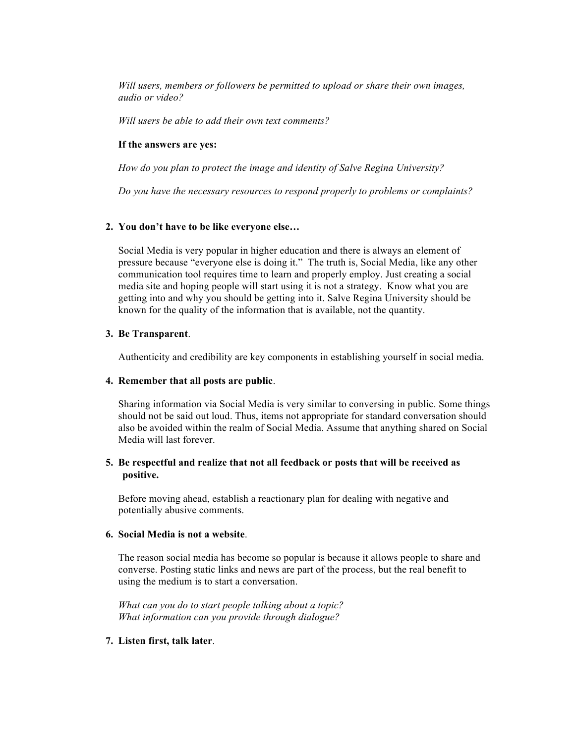*Will users, members or followers be permitted to upload or share their own images, audio or video?*

*Will users be able to add their own text comments?*

**If the answers are yes:**

*How do you plan to protect the image and identity of Salve Regina University?*

*Do you have the necessary resources to respond properly to problems or complaints?*

2. **You don't have to be like everyone else…**

   Social Media is very popular in higher education and there is always an element of pressure because "everyone else is doing it." The truth is, Social Media, like any other communication tool requires time to learn and properly employ. Just creating a social media site and hoping people will start using it is not a strategy. Know what you are getting into and why you should be getting into it. Salve Regina University should be known for the quality of the information that is available, not the quantity.

3. **Be Transparent**.

   Authenticity and credibility are key components in establishing yourself in social media.

4. **Remember that all posts are public**.

   Sharing information via Social Media is very similar to conversing in public. Some things should not be said out loud. Thus, items not appropriate for standard conversation should also be avoided within the realm of Social Media. Assume that anything shared on Social Media will last forever.

5. **Be respectful and realize that not all feedback or posts that will be received as positive.**

   Before moving ahead, establish a reactionary plan for dealing with negative and potentially abusive comments.

6. **Social Media is not a website**.

   The reason social media has become so popular is because it allows people to share and converse. Posting static links and news are part of the process, but the real benefit to using the medium is to start a conversation.

   *What can you do to start people talking about a topic?*
   *What information can you provide through dialogue?*

7. **Listen first, talk later**.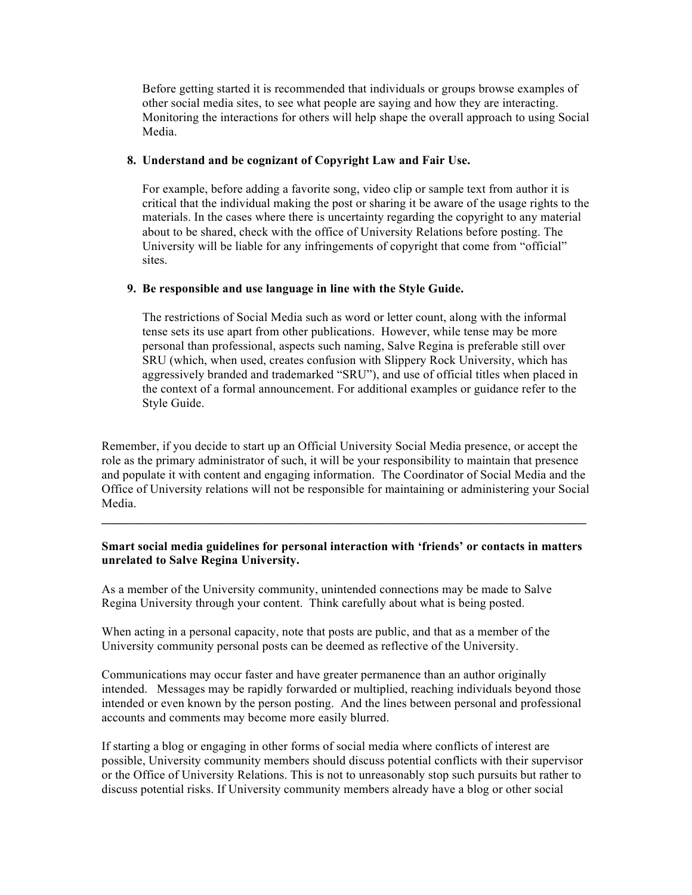Before getting started it is recommended that individuals or groups browse examples of other social media sites, to see what people are saying and how they are interacting. Monitoring the interactions for others will help shape the overall approach to using Social Media.

8. **Understand and be cognizant of Copyright Law and Fair Use.**

   For example, before adding a favorite song, video clip or sample text from author it is critical that the individual making the post or sharing it be aware of the usage rights to the materials. In the cases where there is uncertainty regarding the copyright to any material about to be shared, check with the office of University Relations before posting. The University will be liable for any infringements of copyright that come from "official" sites.

9. **Be responsible and use language in line with the Style Guide.**

   The restrictions of Social Media such as word or letter count, along with the informal tense sets its use apart from other publications. However, while tense may be more personal than professional, aspects such naming, Salve Regina is preferable still over SRU (which, when used, creates confusion with Slippery Rock University, which has aggressively branded and trademarked "SRU"), and use of official titles when placed in the context of a formal announcement. For additional examples or guidance refer to the Style Guide.

Remember, if you decide to start up an Official University Social Media presence, or accept the role as the primary administrator of such, it will be your responsibility to maintain that presence and populate it with content and engaging information. The Coordinator of Social Media and the Office of University relations will not be responsible for maintaining or administering your Social Media.

---

**Smart social media guidelines for personal interaction with 'friends' or contacts in matters unrelated to Salve Regina University.**

As a member of the University community, unintended connections may be made to Salve Regina University through your content. Think carefully about what is being posted.

When acting in a personal capacity, note that posts are public, and that as a member of the University community personal posts can be deemed as reflective of the University.

Communications may occur faster and have greater permanence than an author originally intended. Messages may be rapidly forwarded or multiplied, reaching individuals beyond those intended or even known by the person posting. And the lines between personal and professional accounts and comments may become more easily blurred.

If starting a blog or engaging in other forms of social media where conflicts of interest are possible, University community members should discuss potential conflicts with their supervisor or the Office of University Relations. This is not to unreasonably stop such pursuits but rather to discuss potential risks. If University community members already have a blog or other social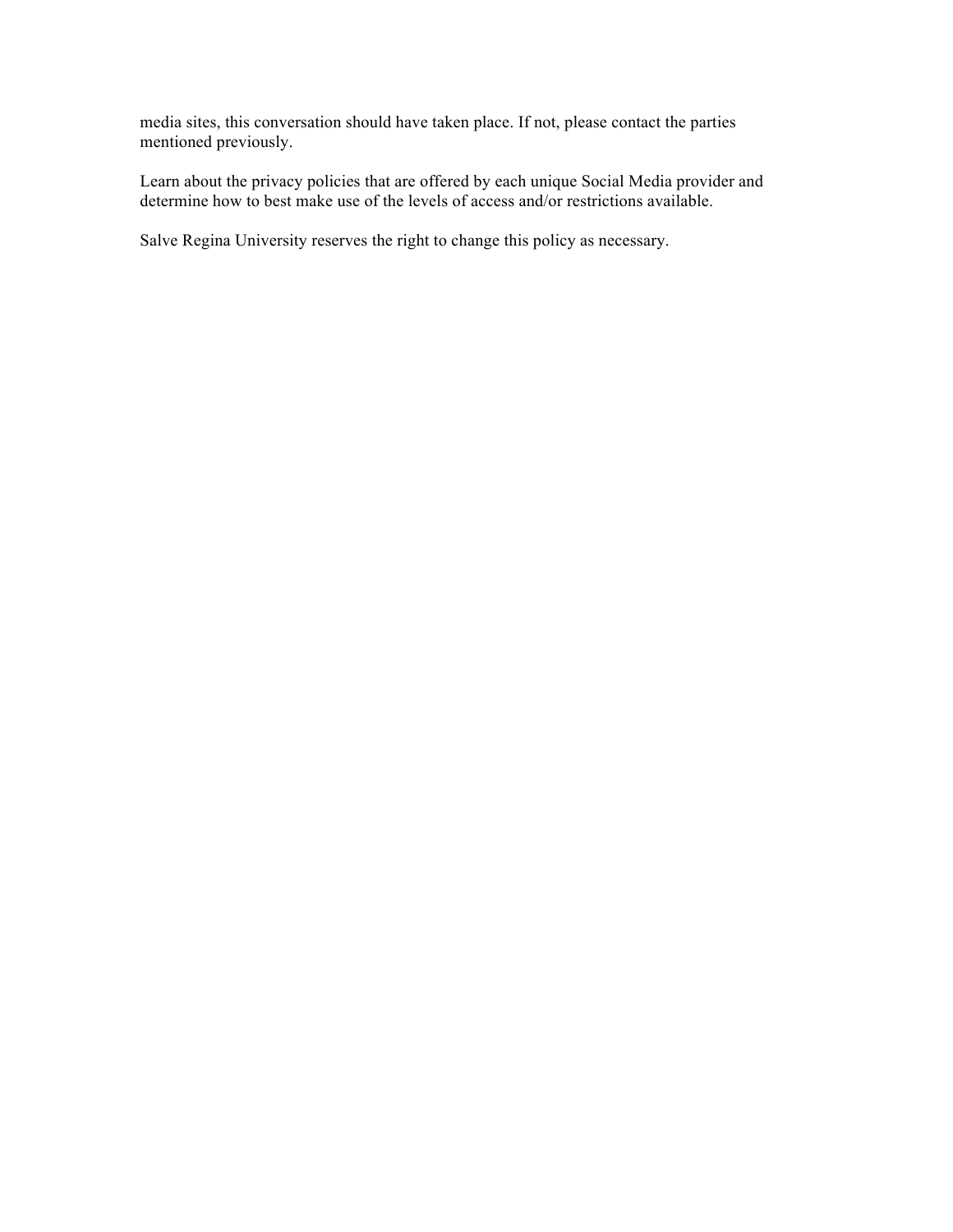media sites, this conversation should have taken place. If not, please contact the parties mentioned previously.

Learn about the privacy policies that are offered by each unique Social Media provider and determine how to best make use of the levels of access and/or restrictions available.

Salve Regina University reserves the right to change this policy as necessary.